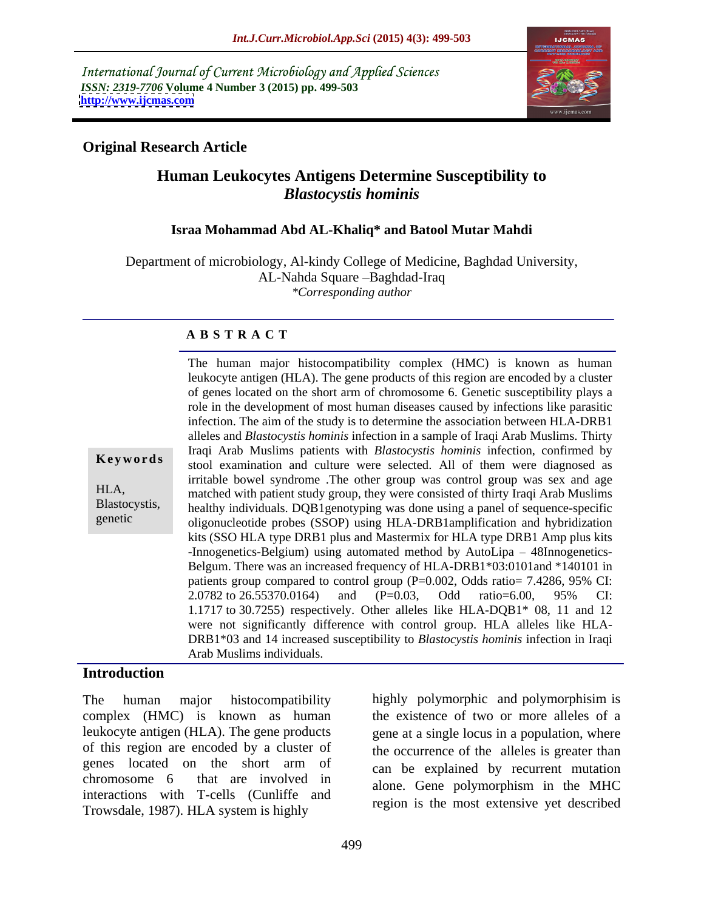International Journal of Current Microbiology and Applied Sciences
*ISSN: 2319-7706* **Volume 4 Number 3 (2015) pp. 499-503**
**http://www.ijcmas.com**

**Original Research Article**

# Human Leukocytes Antigens Determine Susceptibility to *Blastocystis hominis*

**Israa Mohammad Abd AL-Khaliq* and Batool Mutar Mahdi**

Department of microbiology, Al-kindy College of Medicine, Baghdad University, AL-Nahda Square –Baghdad-Iraq
*\*Corresponding author*

## A B S T R A C T

**Keywords**

HLA, Blastocystis, genetic

The human major histocompatibility complex (HMC) is known as human leukocyte antigen (HLA). The gene products of this region are encoded by a cluster of genes located on the short arm of chromosome 6. Genetic susceptibility plays a role in the development of most human diseases caused by infections like parasitic infection. The aim of the study is to determine the association between HLA-DRB1 alleles and *Blastocystis hominis* infection in a sample of Iraqi Arab Muslims. Thirty Iraqi Arab Muslims patients with *Blastocystis hominis* infection, confirmed by stool examination and culture were selected. All of them were diagnosed as irritable bowel syndrome .The other group was control group was sex and age matched with patient study group, they were consisted of thirty Iraqi Arab Muslims healthy individuals. DQB1genotyping was done using a panel of sequence-specific oligonucleotide probes (SSOP) using HLA-DRB1amplification and hybridization kits (SSO HLA type DRB1 plus and Mastermix for HLA type DRB1 Amp plus kits -Innogenetics-Belgium) using automated method by AutoLipa – 48Innogenetics-Belgum. There was an increased frequency of HLA-DRB1*03:0101and *140101 in patients group compared to control group (P=0.002, Odds ratio= 7.4286, 95% CI: 2.0782 to 26.55370.0164) and (P=0.03, Odd ratio=6.00, 95% CI: 1.1717 to 30.7255) respectively. Other alleles like HLA-DQB1* 08, 11 and 12 were not significantly difference with control group. HLA alleles like HLA-DRB1*03 and 14 increased susceptibility to *Blastocystis hominis* infection in Iraqi Arab Muslims individuals.

## Introduction

The human major histocompatibility complex (HMC) is known as human leukocyte antigen (HLA). The gene products of this region are encoded by a cluster of genes located on the short arm of chromosome 6 that are involved in interactions with T-cells (Cunliffe and Trowsdale, 1987). HLA system is highly highly polymorphic and polymorphisim is the existence of two or more alleles of a gene at a single locus in a population, where the occurrence of the alleles is greater than can be explained by recurrent mutation alone. Gene polymorphism in the MHC region is the most extensive yet described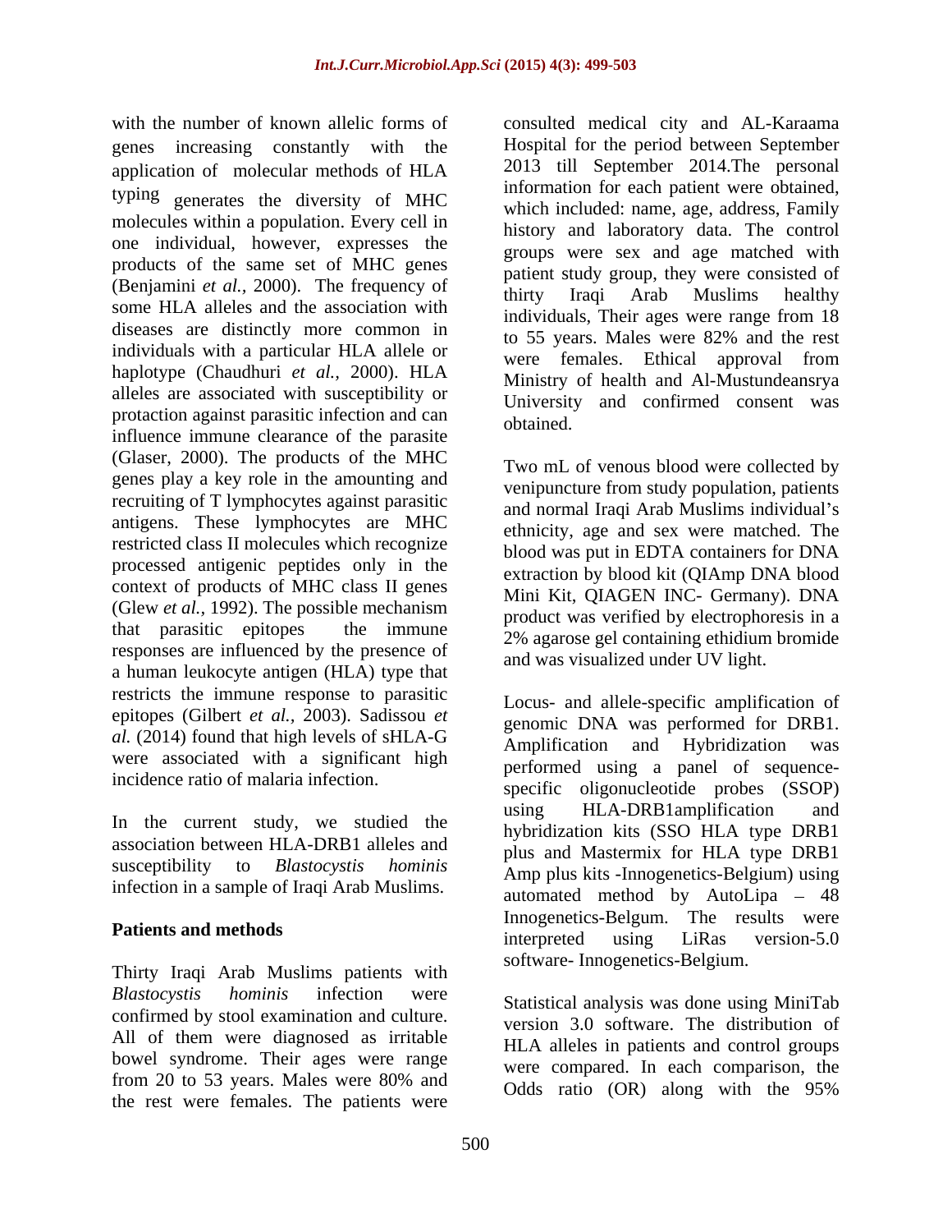with the number of known allelic forms of genes increasing constantly with the application of molecular methods of HLA typing generates the diversity of MHC molecules within a population. Every cell in one individual, however, expresses the products of the same set of MHC genes (Benjamini *et al.,* 2000). The frequency of some HLA alleles and the association with diseases are distinctly more common in individuals with a particular HLA allele or haplotype (Chaudhuri *et al.,* 2000). HLA alleles are associated with susceptibility or protaction against parasitic infection and can influence immune clearance of the parasite (Glaser, 2000). The products of the MHC genes play a key role in the amounting and recruiting of T lymphocytes against parasitic antigens. These lymphocytes are MHC restricted class II molecules which recognize processed antigenic peptides only in the context of products of MHC class II genes (Glew *et al.,* 1992). The possible mechanism that parasitic epitopes the immune responses are influenced by the presence of a human leukocyte antigen (HLA) type that restricts the immune response to parasitic epitopes (Gilbert *et al.,* 2003). Sadissou *et al.* (2014) found that high levels of sHLA-G were associated with a significant high incidence ratio of malaria infection.

In the current study, we studied the association between HLA-DRB1 alleles and susceptibility to *Blastocystis hominis* infection in a sample of Iraqi Arab Muslims.

## Patients and methods

Thirty Iraqi Arab Muslims patients with *Blastocystis hominis* infection were confirmed by stool examination and culture. All of them were diagnosed as irritable bowel syndrome. Their ages were range from 20 to 53 years. Males were 80% and the rest were females. The patients were consulted medical city and AL-Karaama Hospital for the period between September 2013 till September 2014.The personal information for each patient were obtained, which included: name, age, address, Family history and laboratory data. The control groups were sex and age matched with patient study group, they were consisted of thirty Iraqi Arab Muslims healthy individuals, Their ages were range from 18 to 55 years. Males were 82% and the rest were females. Ethical approval from Ministry of health and Al-Mustundeansrya University and confirmed consent was obtained.

Two mL of venous blood were collected by venipuncture from study population, patients and normal Iraqi Arab Muslims individual's ethnicity, age and sex were matched. The blood was put in EDTA containers for DNA extraction by blood kit (QIAmp DNA blood Mini Kit, QIAGEN INC- Germany). DNA product was verified by electrophoresis in a 2% agarose gel containing ethidium bromide and was visualized under UV light.

Locus- and allele-specific amplification of genomic DNA was performed for DRB1. Amplification and Hybridization was performed using a panel of sequence-specific oligonucleotide probes (SSOP) using HLA-DRB1amplification and hybridization kits (SSO HLA type DRB1 plus and Mastermix for HLA type DRB1 Amp plus kits -Innogenetics-Belgium) using automated method by AutoLipa – 48 Innogenetics-Belgum. The results were interpreted using LiRas version-5.0 software- Innogenetics-Belgium.

Statistical analysis was done using MiniTab version 3.0 software. The distribution of HLA alleles in patients and control groups were compared. In each comparison, the Odds ratio (OR) along with the 95%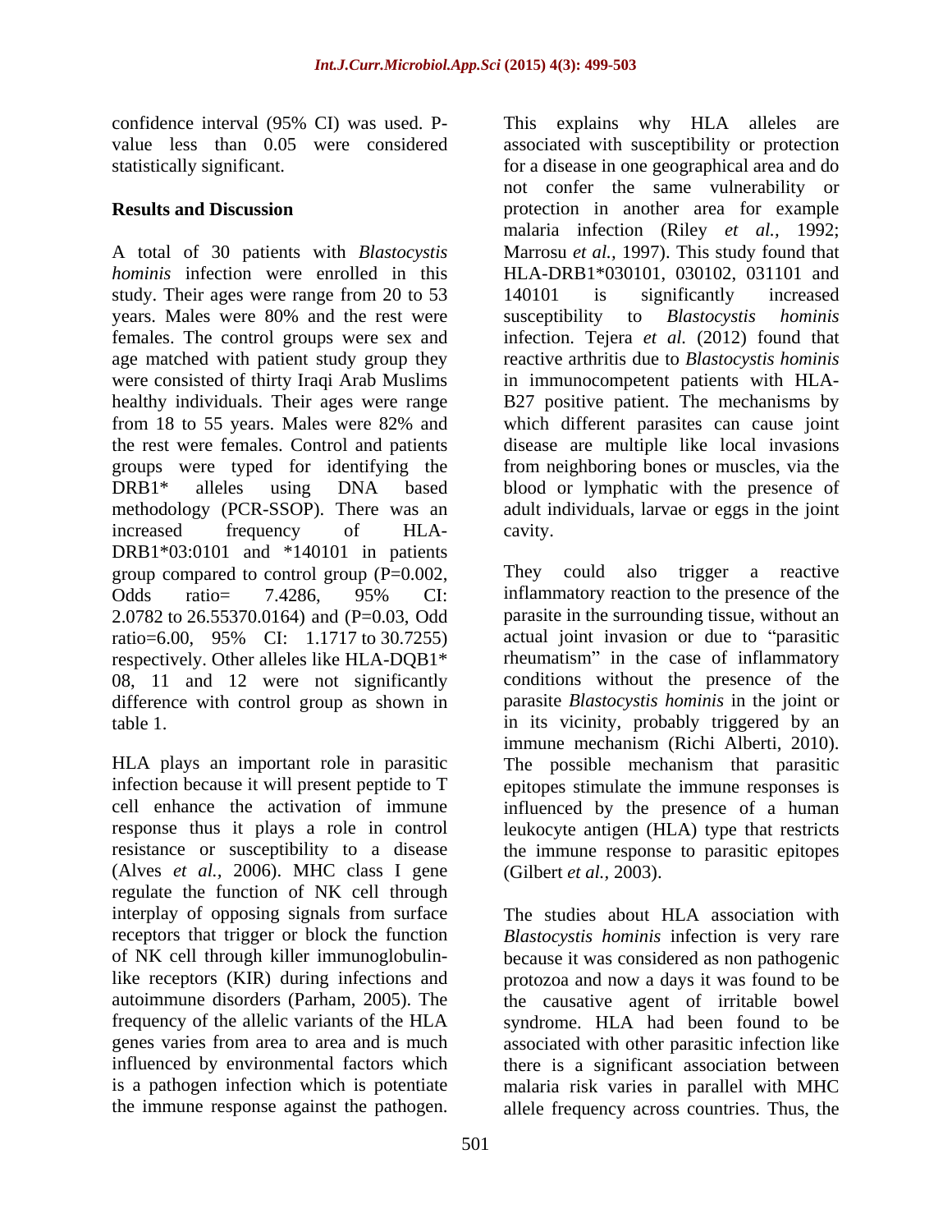confidence interval (95% CI) was used. P-value less than 0.05 were considered statistically significant.

## Results and Discussion

A total of 30 patients with *Blastocystis hominis* infection were enrolled in this study. Their ages were range from 20 to 53 years. Males were 80% and the rest were females. The control groups were sex and age matched with patient study group they were consisted of thirty Iraqi Arab Muslims healthy individuals. Their ages were range from 18 to 55 years. Males were 82% and the rest were females. Control and patients groups were typed for identifying the DRB1* alleles using DNA based methodology (PCR-SSOP). There was an increased frequency of HLA-DRB1*03:0101 and *140101 in patients group compared to control group (P=0.002, Odds ratio= 7.4286, 95% CI: 2.0782 to 26.55370.0164) and (P=0.03, Odd ratio=6.00, 95% CI: 1.1717 to 30.7255) respectively. Other alleles like HLA-DQB1* 08, 11 and 12 were not significantly difference with control group as shown in table 1.

HLA plays an important role in parasitic infection because it will present peptide to T cell enhance the activation of immune response thus it plays a role in control resistance or susceptibility to a disease (Alves *et al.*, 2006). MHC class I gene regulate the function of NK cell through interplay of opposing signals from surface receptors that trigger or block the function of NK cell through killer immunoglobulin-like receptors (KIR) during infections and autoimmune disorders (Parham, 2005). The frequency of the allelic variants of the HLA genes varies from area to area and is much influenced by environmental factors which is a pathogen infection which is potentiate the immune response against the pathogen. This explains why HLA alleles are associated with susceptibility or protection for a disease in one geographical area and do not confer the same vulnerability or protection in another area for example malaria infection (Riley *et al.*, 1992; Marrosu *et al.*, 1997). This study found that HLA-DRB1*030101, 030102, 031101 and 140101 is significantly increased susceptibility to *Blastocystis hominis* infection. Tejera *et al.* (2012) found that reactive arthritis due to *Blastocystis hominis* in immunocompetent patients with HLA-B27 positive patient. The mechanisms by which different parasites can cause joint disease are multiple like local invasions from neighboring bones or muscles, via the blood or lymphatic with the presence of adult individuals, larvae or eggs in the joint cavity.

They could also trigger a reactive inflammatory reaction to the presence of the parasite in the surrounding tissue, without an actual joint invasion or due to "parasitic rheumatism" in the case of inflammatory conditions without the presence of the parasite *Blastocystis hominis* in the joint or in its vicinity, probably triggered by an immune mechanism (Richi Alberti, 2010). The possible mechanism that parasitic epitopes stimulate the immune responses is influenced by the presence of a human leukocyte antigen (HLA) type that restricts the immune response to parasitic epitopes (Gilbert *et al.*, 2003).

The studies about HLA association with *Blastocystis hominis* infection is very rare because it was considered as non pathogenic protozoa and now a days it was found to be the causative agent of irritable bowel syndrome. HLA had been found to be associated with other parasitic infection like there is a significant association between malaria risk varies in parallel with MHC allele frequency across countries. Thus, the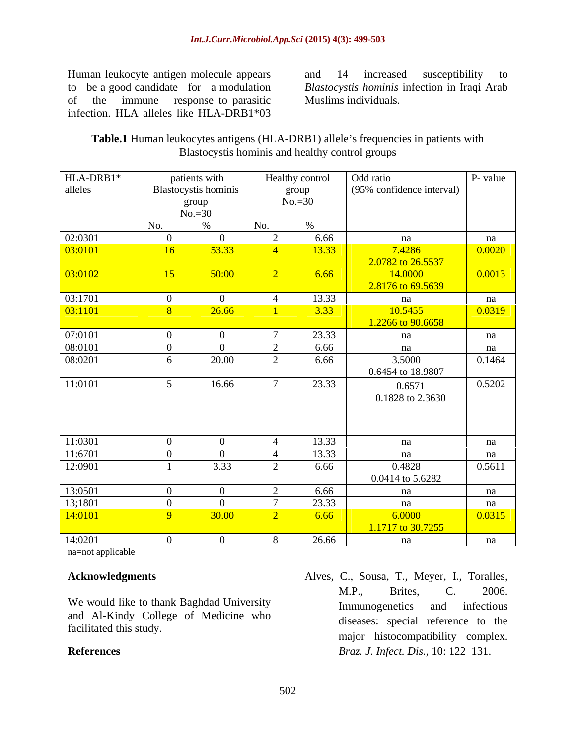Human leukocyte antigen molecule appears to be a good candidate for a modulation of the immune response to parasitic infection. HLA alleles like HLA-DRB1*03 and 14 increased susceptibility to *Blastocystis hominis* infection in Iraqi Arab Muslims individuals.

**Table.1** Human leukocytes antigens (HLA-DRB1) allele's frequencies in patients with Blastocystis hominis and healthy control groups

| HLA-DRB1* alleles | patients with Blastocystis hominis group No.=30 | | Healthy control group No.=30 | | Odd ratio (95% confidence interval) | P- value |
|---|---|---|---|---|---|---|
| | No. | % | No. | % | | |
| 02:0301 | 0 | 0 | 2 | 6.66 | na | na |
| 03:0101 | 16 | 53.33 | 4 | 13.33 | 7.4286 2.0782 to 26.5537 | 0.0020 |
| 03:0102 | 15 | 50:00 | 2 | 6.66 | 14.0000 2.8176 to 69.5639 | 0.0013 |
| 03:1701 | 0 | 0 | 4 | 13.33 | na | na |
| 03:1101 | 8 | 26.66 | 1 | 3.33 | 10.5455 1.2266 to 90.6658 | 0.0319 |
| 07:0101 | 0 | 0 | 7 | 23.33 | na | na |
| 08:0101 | 0 | 0 | 2 | 6.66 | na | na |
| 08:0201 | 6 | 20.00 | 2 | 6.66 | 3.5000 0.6454 to 18.9807 | 0.1464 |
| 11:0101 | 5 | 16.66 | 7 | 23.33 | 0.6571 0.1828 to 2.3630 | 0.5202 |
| 11:0301 | 0 | 0 | 4 | 13.33 | na | na |
| 11:6701 | 0 | 0 | 4 | 13.33 | na | na |
| 12:0901 | 1 | 3.33 | 2 | 6.66 | 0.4828 0.0414 to 5.6282 | 0.5611 |
| 13:0501 | 0 | 0 | 2 | 6.66 | na | na |
| 13;1801 | 0 | 0 | 7 | 23.33 | na | na |
| 14:0101 | 9 | 30.00 | 2 | 6.66 | 6.0000 1.1717 to 30.7255 | 0.0315 |
| 14:0201 | 0 | 0 | 8 | 26.66 | na | na |

na=not applicable

## Acknowledgments

We would like to thank Baghdad University and Al-Kindy College of Medicine who facilitated this study.

## References

Alves, C., Sousa, T., Meyer, I., Toralles, M.P., Brites, C. 2006. Immunogenetics and infectious diseases: special reference to the major histocompatibility complex. *Braz. J. Infect. Dis.*, 10: 122–131.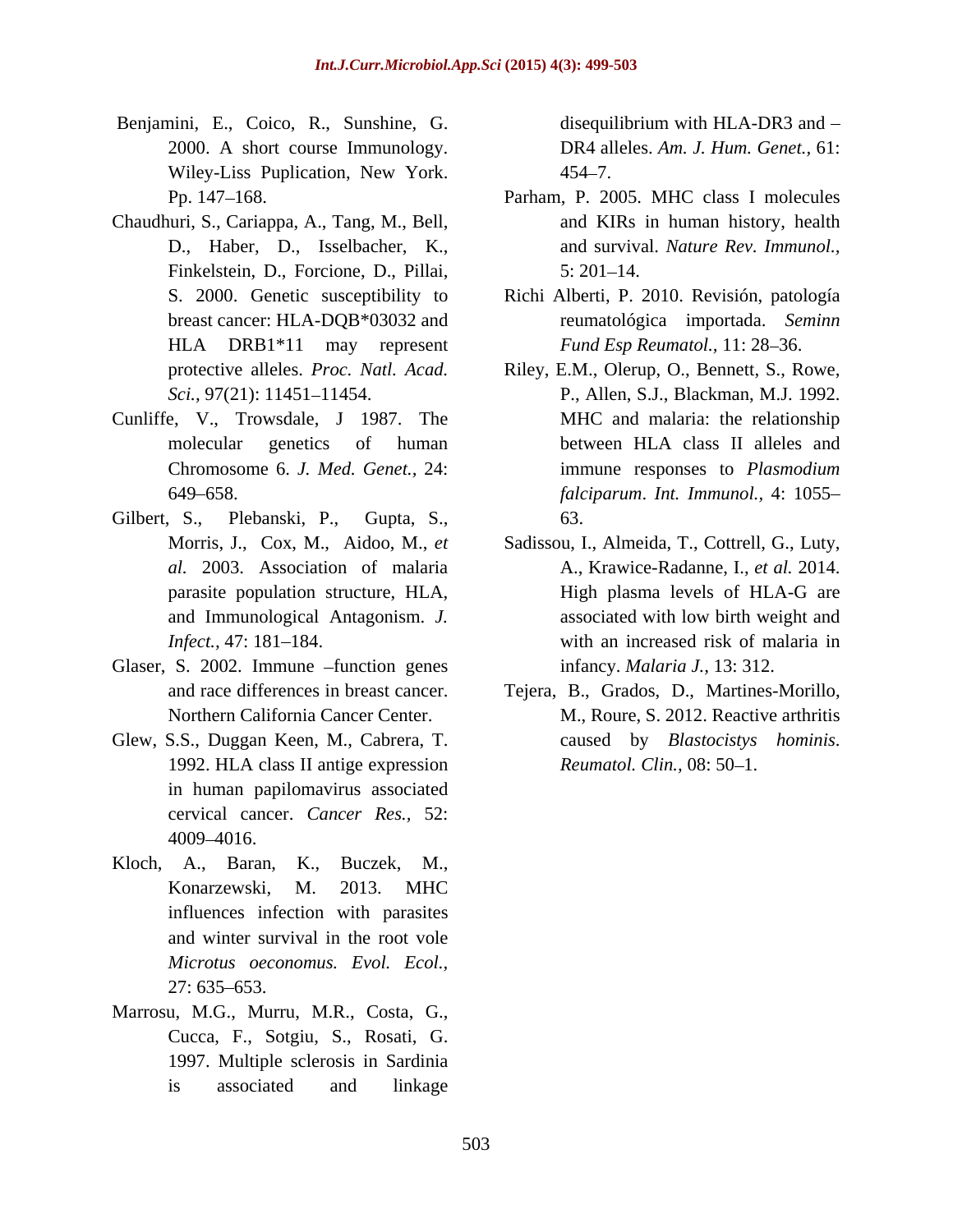Benjamini, E., Coico, R., Sunshine, G. 2000. A short course Immunology. Wiley-Liss Puplication, New York. Pp. 147–168.

Chaudhuri, S., Cariappa, A., Tang, M., Bell, D., Haber, D., Isselbacher, K., Finkelstein, D., Forcione, D., Pillai, S. 2000. Genetic susceptibility to breast cancer: HLA-DQB*03032 and HLA DRB1*11 may represent protective alleles. *Proc. Natl. Acad. Sci.,* 97(21): 11451–11454.

Cunliffe, V., Trowsdale, J 1987. The molecular genetics of human Chromosome 6. *J. Med. Genet.,* 24: 649–658.

Gilbert, S., Plebanski, P., Gupta, S., Morris, J., Cox, M., Aidoo, M., *et al.* 2003. Association of malaria parasite population structure, HLA, and Immunological Antagonism. *J. Infect.,* 47: 181–184.

Glaser, S. 2002. Immune –function genes and race differences in breast cancer. Northern California Cancer Center.

Glew, S.S., Duggan Keen, M., Cabrera, T. 1992. HLA class II antige expression in human papilomavirus associated cervical cancer. *Cancer Res.,* 52: 4009–4016.

Kloch, A., Baran, K., Buczek, M., Konarzewski, M. 2013. MHC influences infection with parasites and winter survival in the root vole *Microtus oeconomus. Evol. Ecol.,* 27: 635–653.

Marrosu, M.G., Murru, M.R., Costa, G., Cucca, F., Sotgiu, S., Rosati, G. 1997. Multiple sclerosis in Sardinia is associated and linkage disequilibrium with HLA-DR3 and –DR4 alleles. *Am. J. Hum. Genet.,* 61: 454–7.

Parham, P. 2005. MHC class I molecules and KIRs in human history, health and survival. *Nature Rev. Immunol.,* 5: 201–14.

Richi Alberti, P. 2010. Revisión, patología reumatológica importada. *Seminn Fund Esp Reumatol.,* 11: 28–36.

Riley, E.M., Olerup, O., Bennett, S., Rowe, P., Allen, S.J., Blackman, M.J. 1992. MHC and malaria: the relationship between HLA class II alleles and immune responses to *Plasmodium falciparum*. *Int. Immunol.,* 4: 1055–63.

Sadissou, I., Almeida, T., Cottrell, G., Luty, A., Krawice-Radanne, I., *et al.* 2014. High plasma levels of HLA-G are associated with low birth weight and with an increased risk of malaria in infancy. *Malaria J.,* 13: 312.

Tejera, B., Grados, D., Martines-Morillo, M., Roure, S. 2012. Reactive arthritis caused by *Blastocistys hominis*. *Reumatol. Clin.,* 08: 50–1.